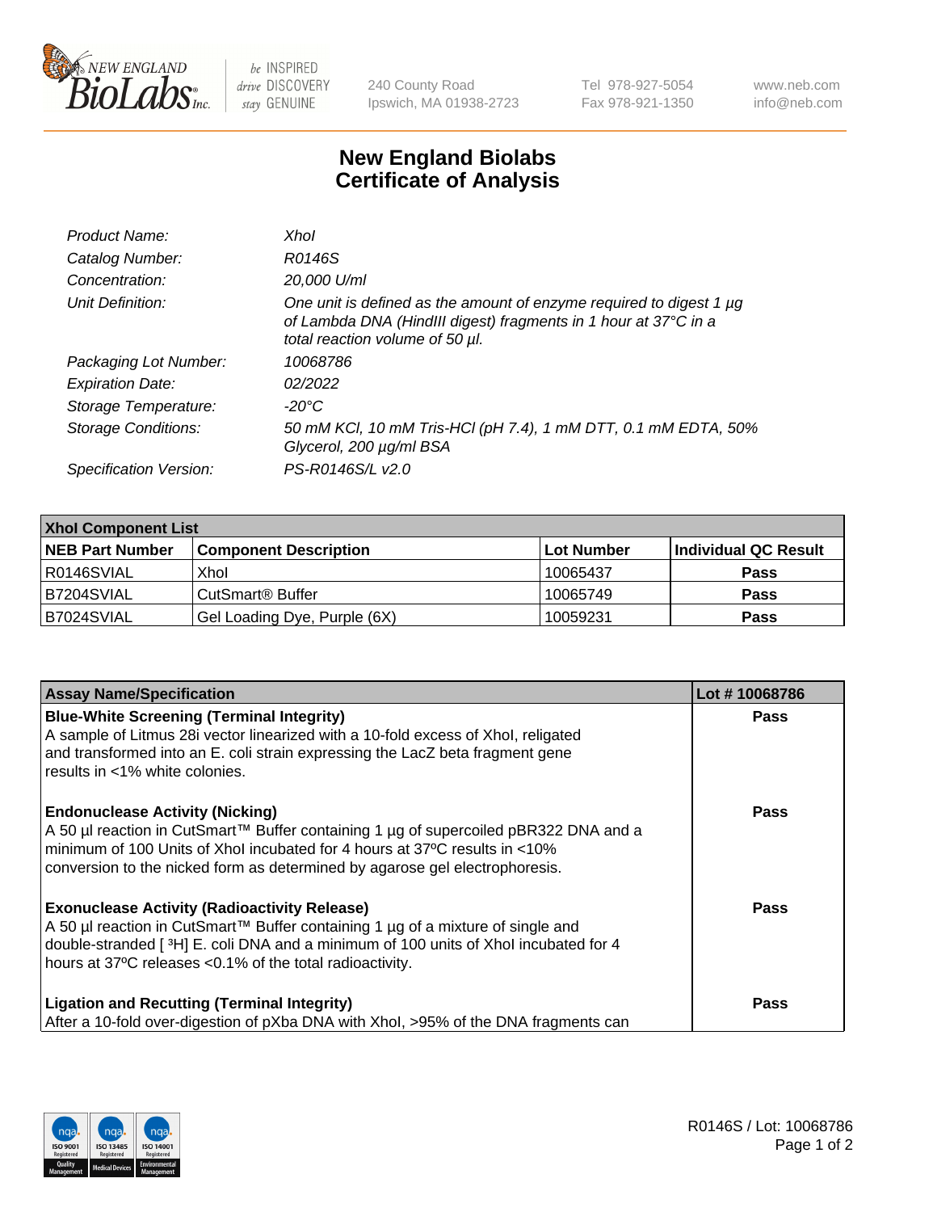# New England Biolabs Certificate of Analysis

| | |
|---|---|
| *Product Name:* | *XhoI* |
| *Catalog Number:* | *R0146S* |
| *Concentration:* | *20,000 U/ml* |
| *Unit Definition:* | *One unit is defined as the amount of enzyme required to digest 1 µg of Lambda DNA (HindIII digest) fragments in 1 hour at 37°C in a total reaction volume of 50 µl.* |
| *Packaging Lot Number:* | *10068786* |
| *Expiration Date:* | *02/2022* |
| *Storage Temperature:* | *-20°C* |
| *Storage Conditions:* | *50 mM KCl, 10 mM Tris-HCl (pH 7.4), 1 mM DTT, 0.1 mM EDTA, 50% Glycerol, 200 µg/ml BSA* |
| *Specification Version:* | *PS-R0146S/L v2.0* |

| **XhoI Component List** | | | |
|---|---|---|---|
| **NEB Part Number** | **Component Description** | **Lot Number** | **Individual QC Result** |
| R0146SVIAL | XhoI | 10065437 | **Pass** |
| B7204SVIAL | CutSmart® Buffer | 10065749 | **Pass** |
| B7024SVIAL | Gel Loading Dye, Purple (6X) | 10059231 | **Pass** |

| **Assay Name/Specification** | **Lot # 10068786** |
|---|---|
| **Blue-White Screening (Terminal Integrity)** A sample of Litmus 28i vector linearized with a 10-fold excess of XhoI, religated and transformed into an E. coli strain expressing the LacZ beta fragment gene results in <1% white colonies. | **Pass** |
| **Endonuclease Activity (Nicking)** A 50 µl reaction in CutSmart™ Buffer containing 1 µg of supercoiled pBR322 DNA and a minimum of 100 Units of XhoI incubated for 4 hours at 37ºC results in <10% conversion to the nicked form as determined by agarose gel electrophoresis. | **Pass** |
| **Exonuclease Activity (Radioactivity Release)** A 50 µl reaction in CutSmart™ Buffer containing 1 µg of a mixture of single and double-stranded [ $^{3}$H] E. coli DNA and a minimum of 100 units of XhoI incubated for 4 hours at 37ºC releases <0.1% of the total radioactivity. | **Pass** |
| **Ligation and Recutting (Terminal Integrity)** After a 10-fold over-digestion of pXba DNA with XhoI, >95% of the DNA fragments can | **Pass** |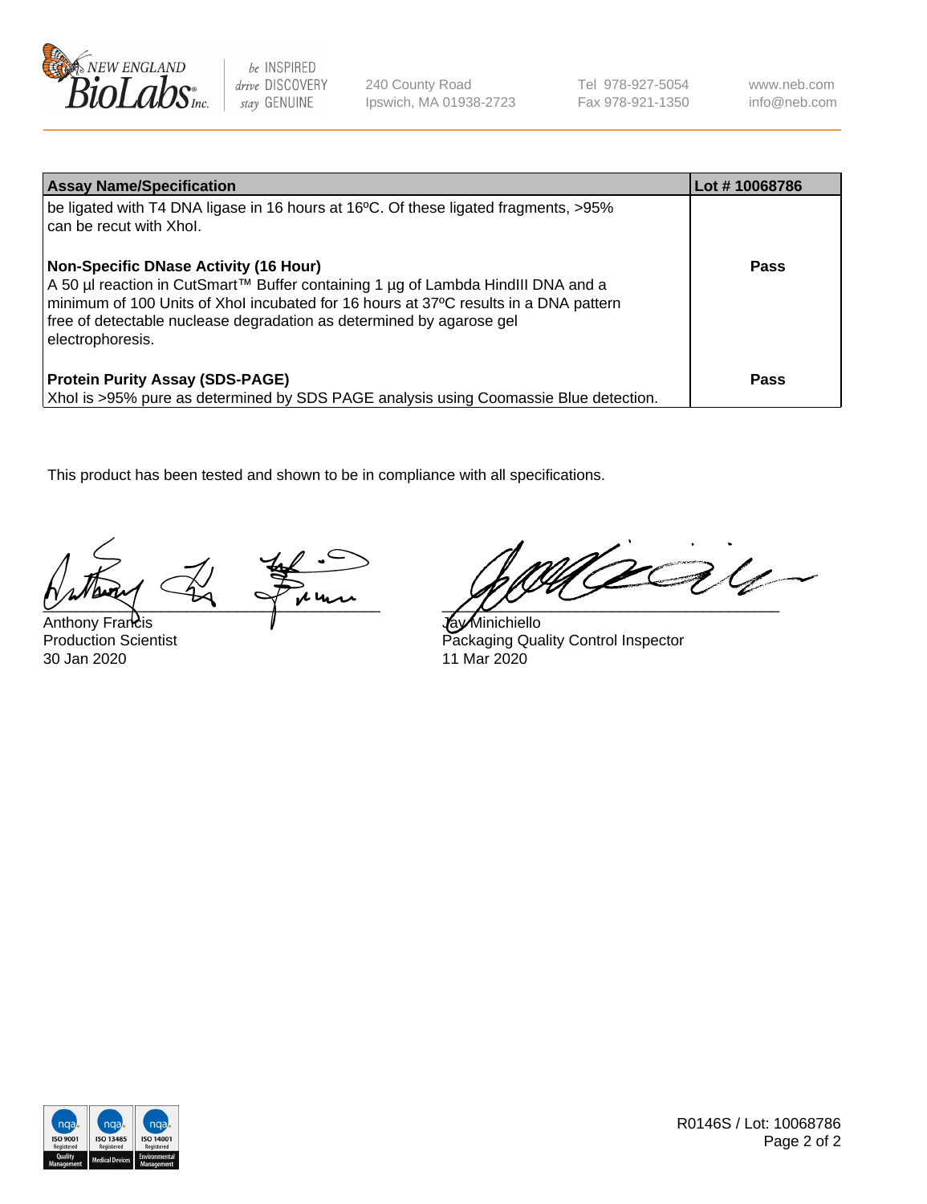| Assay Name/Specification | Lot # 10068786 |
|---|---|
| be ligated with T4 DNA ligase in 16 hours at 16ºC. Of these ligated fragments, >95% can be recut with XhoI. | |
| **Non-Specific DNase Activity (16 Hour)**<br>A 50 µl reaction in CutSmart™ Buffer containing 1 µg of Lambda HindIII DNA and a minimum of 100 Units of XhoI incubated for 16 hours at 37ºC results in a DNA pattern free of detectable nuclease degradation as determined by agarose gel electrophoresis. | **Pass** |
| **Protein Purity Assay (SDS-PAGE)**<br>XhoI is >95% pure as determined by SDS PAGE analysis using Coomassie Blue detection. | **Pass** |

This product has been tested and shown to be in compliance with all specifications.

Anthony Francis
Production Scientist
30 Jan 2020

Jay Minichiello
Packaging Quality Control Inspector
11 Mar 2020

R0146S / Lot: 10068786